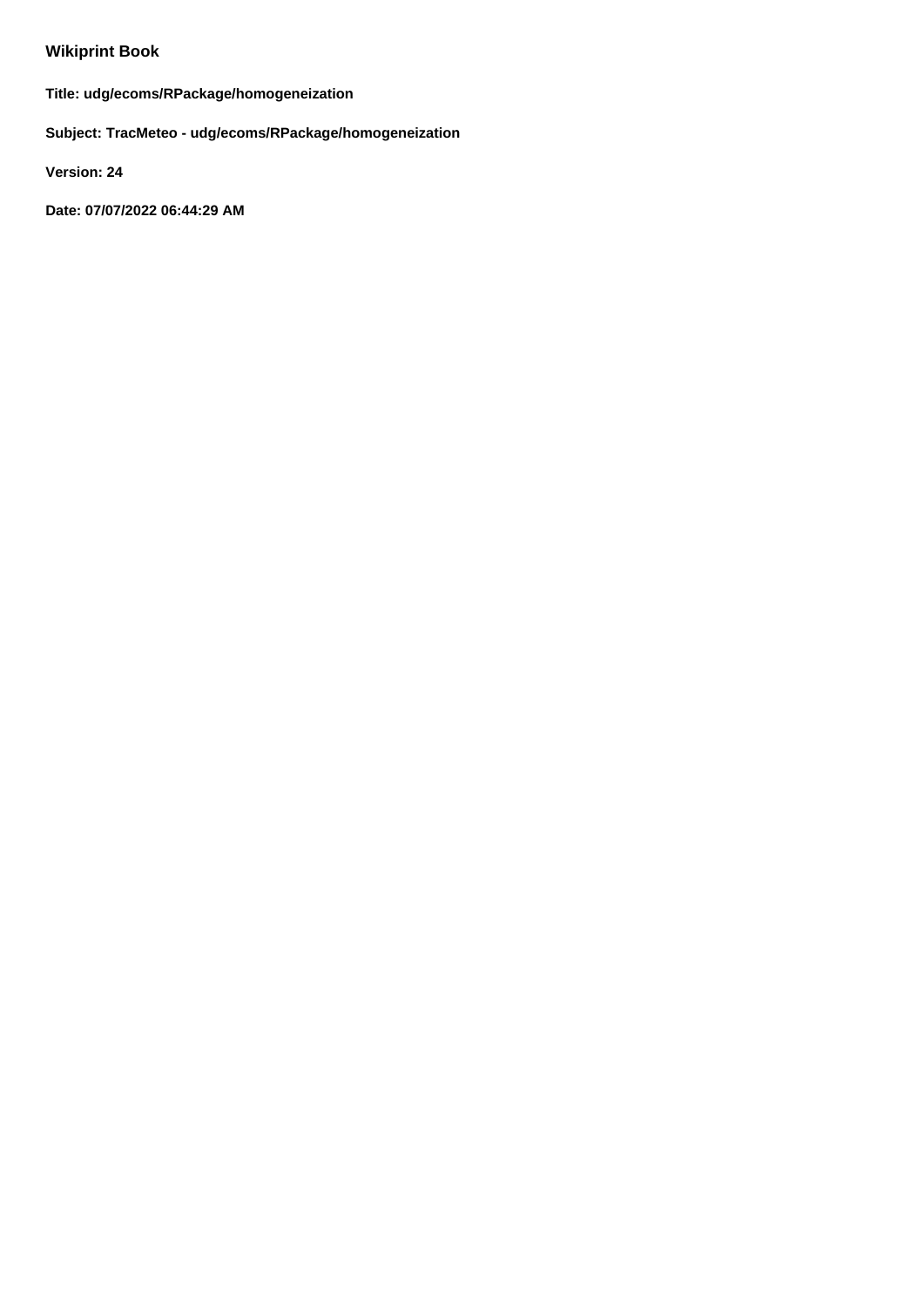# Wikiprint Book

**Title: udg/ecoms/RPackage/homogeneization**

**Subject: TracMeteo - udg/ecoms/RPackage/homogeneization**

**Version: 24**

**Date: 07/07/2022 06:44:29 AM**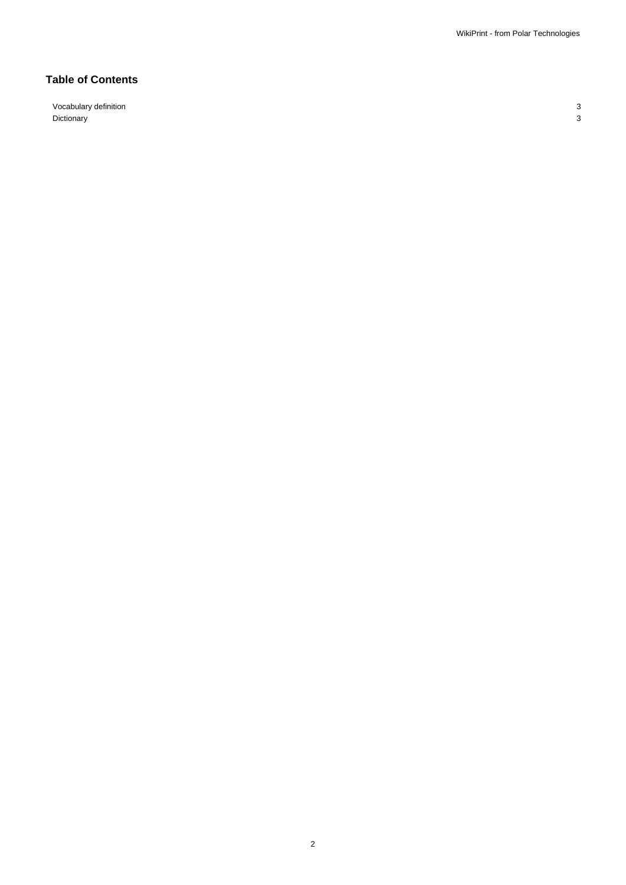# Table of Contents

| | |
|---|---|
| Vocabulary definition | 3 |
| Dictionary | 3 |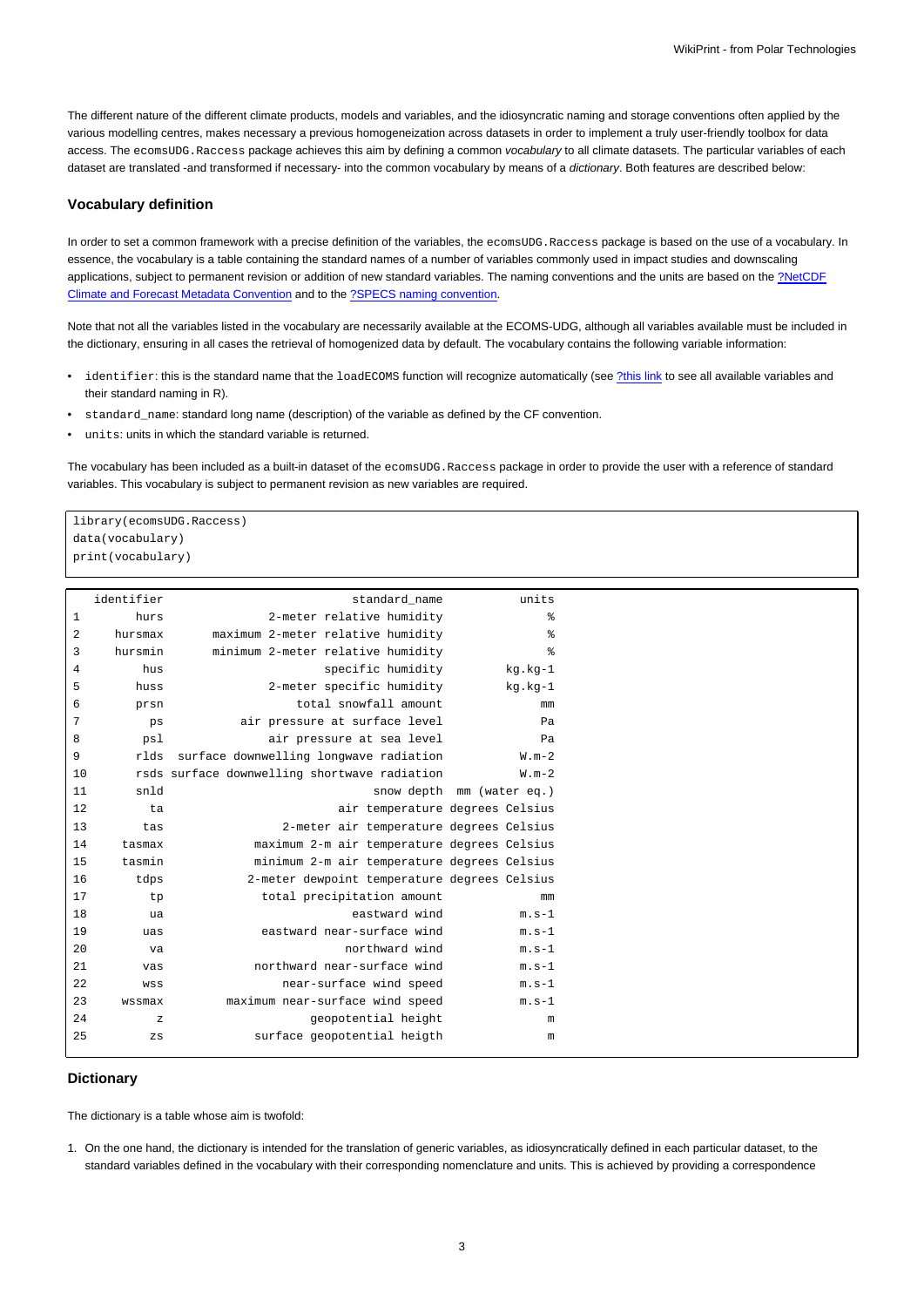The different nature of the different climate products, models and variables, and the idiosyncratic naming and storage conventions often applied by the various modelling centres, makes necessary a previous homogeneization across datasets in order to implement a truly user-friendly toolbox for data access. The `ecomsUDG.Raccess` package achieves this aim by defining a common *vocabulary* to all climate datasets. The particular variables of each dataset are translated -and transformed if necessary- into the common vocabulary by means of a *dictionary*. Both features are described below:

### Vocabulary definition

In order to set a common framework with a precise definition of the variables, the `ecomsUDG.Raccess` package is based on the use of a vocabulary. In essence, the vocabulary is a table containing the standard names of a number of variables commonly used in impact studies and downscaling applications, subject to permanent revision or addition of new standard variables. The naming conventions and the units are based on the ?NetCDF Climate and Forecast Metadata Convention and to the ?SPECS naming convention.

Note that not all the variables listed in the vocabulary are necessarily available at the ECOMS-UDG, although all variables available must be included in the dictionary, ensuring in all cases the retrieval of homogenized data by default. The vocabulary contains the following variable information:

- `identifier`: this is the standard name that the `loadECOMS` function will recognize automatically (see ?this link to see all available variables and their standard naming in R).
- `standard_name`: standard long name (description) of the variable as defined by the CF convention.
- `units`: units in which the standard variable is returned.

The vocabulary has been included as a built-in dataset of the `ecomsUDG.Raccess` package in order to provide the user with a reference of standard variables. This vocabulary is subject to permanent revision as new variables are required.

```
library(ecomsUDG.Raccess)
data(vocabulary)
print(vocabulary)
```

```
   identifier                          standard_name           units
1        hurs              2-meter relative humidity               %
2     hursmax      maximum 2-meter relative humidity               %
3     hursmin      minimum 2-meter relative humidity               %
4         hus                      specific humidity         kg.kg-1
5        huss              2-meter specific humidity         kg.kg-1
6        prsn                  total snowfall amount              mm
7          ps            air pressure at surface level              Pa
8         psl              air pressure at sea level              Pa
9        rlds  surface downwelling longwave radiation           W.m-2
10       rsds surface downwelling shortwave radiation           W.m-2
11       snld                             snow depth  mm (water eq.)
12         ta                        air temperature  degrees Celsius
13        tas                2-meter air temperature  degrees Celsius
14     tasmax            maximum 2-m air temperature  degrees Celsius
15     tasmin            minimum 2-m air temperature  degrees Celsius
16       tdps           2-meter dewpoint temperature  degrees Celsius
17         tp                total precipitation amount           mm
18         ua                          eastward wind           m.s-1
19        uas              eastward near-surface wind          m.s-1
20         va                         northward wind           m.s-1
21        vas             northward near-surface wind          m.s-1
22        wss                 near-surface wind speed          m.s-1
23     wssmax         maximum near-surface wind speed          m.s-1
24          z                    geopotential height               m
25         zs            surface geopotential heigth               m
```

### Dictionary

The dictionary is a table whose aim is twofold:

1. On the one hand, the dictionary is intended for the translation of generic variables, as idiosyncratically defined in each particular dataset, to the standard variables defined in the vocabulary with their corresponding nomenclature and units. This is achieved by providing a correspondence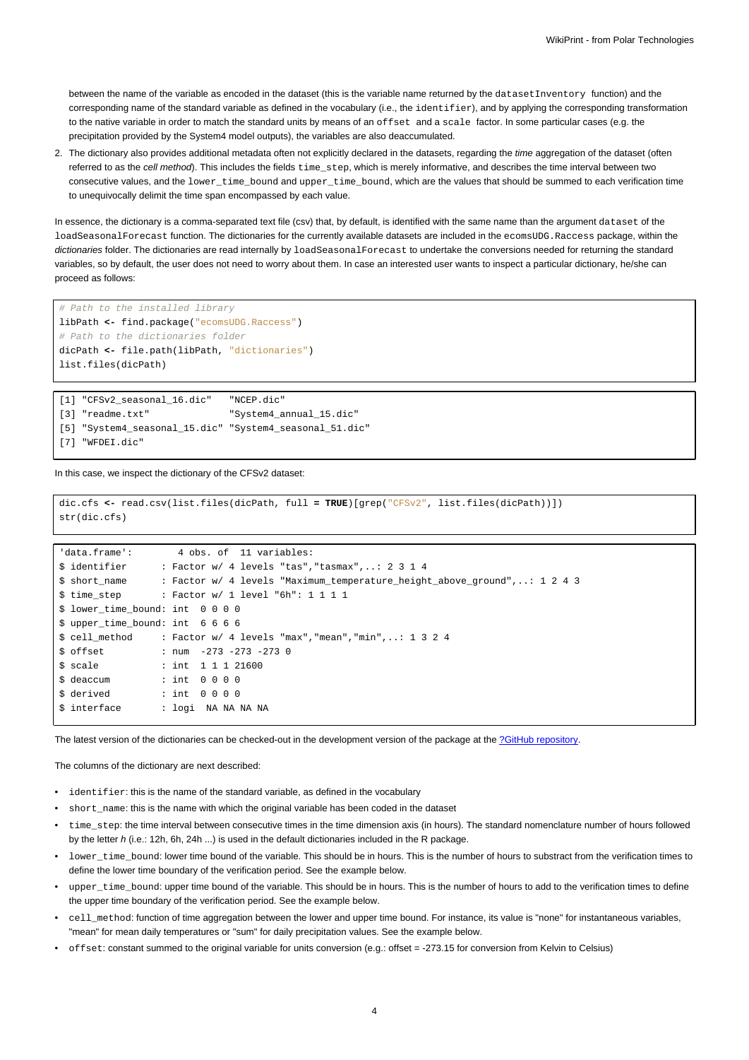between the name of the variable as encoded in the dataset (this is the variable name returned by the `datasetInventory` function) and the corresponding name of the standard variable as defined in the vocabulary (i.e., the `identifier`), and by applying the corresponding transformation to the native variable in order to match the standard units by means of an `offset` and a `scale` factor. In some particular cases (e.g. the precipitation provided by the System4 model outputs), the variables are also deaccumulated.

2. The dictionary also provides additional metadata often not explicitly declared in the datasets, regarding the *time* aggregation of the dataset (often referred to as the *cell method*). This includes the fields `time_step`, which is merely informative, and describes the time interval between two consecutive values, and the `lower_time_bound` and `upper_time_bound`, which are the values that should be summed to each verification time to unequivocally delimit the time span encompassed by each value.

In essence, the dictionary is a comma-separated text file (csv) that, by default, is identified with the same name than the argument `dataset` of the `loadSeasonalForecast` function. The dictionaries for the currently available datasets are included in the `ecomsUDG.Raccess` package, within the *dictionaries* folder. The dictionaries are read internally by `loadSeasonalForecast` to undertake the conversions needed for returning the standard variables, so by default, the user does not need to worry about them. In case an interested user wants to inspect a particular dictionary, he/she can proceed as follows:

```
# Path to the installed library
libPath <- find.package("ecomsUDG.Raccess")
# Path to the dictionaries folder
dicPath <- file.path(libPath, "dictionaries")
list.files(dicPath)
```

```
[1] "CFSv2_seasonal_16.dic"   "NCEP.dic"
[3] "readme.txt"              "System4_annual_15.dic"
[5] "System4_seasonal_15.dic" "System4_seasonal_51.dic"
[7] "WFDEI.dic"
```

In this case, we inspect the dictionary of the CFSv2 dataset:

```
dic.cfs <- read.csv(list.files(dicPath, full = TRUE)[grep("CFSv2", list.files(dicPath))])
str(dic.cfs)
```

```
'data.frame':        4 obs. of  11 variables:
$ identifier      : Factor w/ 4 levels "tas","tasmax",..: 2 3 1 4
$ short_name      : Factor w/ 4 levels "Maximum_temperature_height_above_ground",..: 1 2 4 3
$ time_step       : Factor w/ 1 level "6h": 1 1 1 1
$ lower_time_bound: int  0 0 0 0
$ upper_time_bound: int  6 6 6 6
$ cell_method     : Factor w/ 4 levels "max","mean","min",..: 1 3 2 4
$ offset          : num  -273 -273 -273 0
$ scale           : int  1 1 1 21600
$ deaccum         : int  0 0 0 0
$ derived         : int  0 0 0 0
$ interface       : logi  NA NA NA NA
```

The latest version of the dictionaries can be checked-out in the development version of the package at the ?GitHub repository.

The columns of the dictionary are next described:

- `identifier`: this is the name of the standard variable, as defined in the vocabulary
- `short_name`: this is the name with which the original variable has been coded in the dataset
- `time_step`: the time interval between consecutive times in the time dimension axis (in hours). The standard nomenclature number of hours followed by the letter *h* (i.e.: 12h, 6h, 24h ...) is used in the default dictionaries included in the R package.
- `lower_time_bound`: lower time bound of the variable. This should be in hours. This is the number of hours to substract from the verification times to define the lower time boundary of the verification period. See the example below.
- `upper_time_bound`: upper time bound of the variable. This should be in hours. This is the number of hours to add to the verification times to define the upper time boundary of the verification period. See the example below.
- `cell_method`: function of time aggregation between the lower and upper time bound. For instance, its value is "none" for instantaneous variables, "mean" for mean daily temperatures or "sum" for daily precipitation values. See the example below.
- `offset`: constant summed to the original variable for units conversion (e.g.: offset = -273.15 for conversion from Kelvin to Celsius)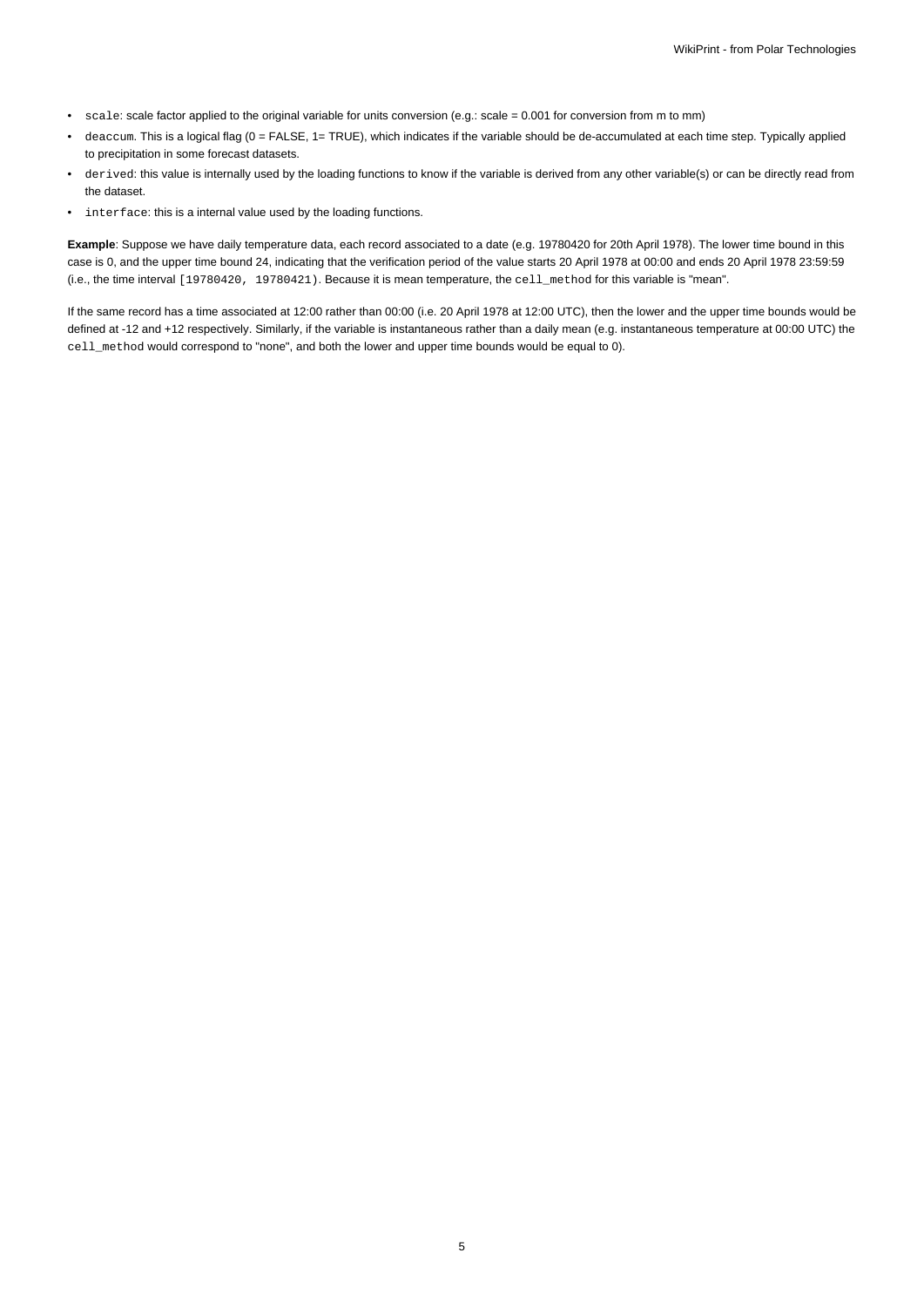- `scale`: scale factor applied to the original variable for units conversion (e.g.: scale = 0.001 for conversion from m to mm)
- `deaccum`. This is a logical flag (0 = FALSE, 1= TRUE), which indicates if the variable should be de-accumulated at each time step. Typically applied to precipitation in some forecast datasets.
- `derived`: this value is internally used by the loading functions to know if the variable is derived from any other variable(s) or can be directly read from the dataset.
- `interface`: this is a internal value used by the loading functions.

**Example**: Suppose we have daily temperature data, each record associated to a date (e.g. 19780420 for 20th April 1978). The lower time bound in this case is 0, and the upper time bound 24, indicating that the verification period of the value starts 20 April 1978 at 00:00 and ends 20 April 1978 23:59:59 (i.e., the time interval `[19780420, 19780421)`. Because it is mean temperature, the `cell_method` for this variable is "mean".

If the same record has a time associated at 12:00 rather than 00:00 (i.e. 20 April 1978 at 12:00 UTC), then the lower and the upper time bounds would be defined at -12 and +12 respectively. Similarly, if the variable is instantaneous rather than a daily mean (e.g. instantaneous temperature at 00:00 UTC) the `cell_method` would correspond to "none", and both the lower and upper time bounds would be equal to 0).